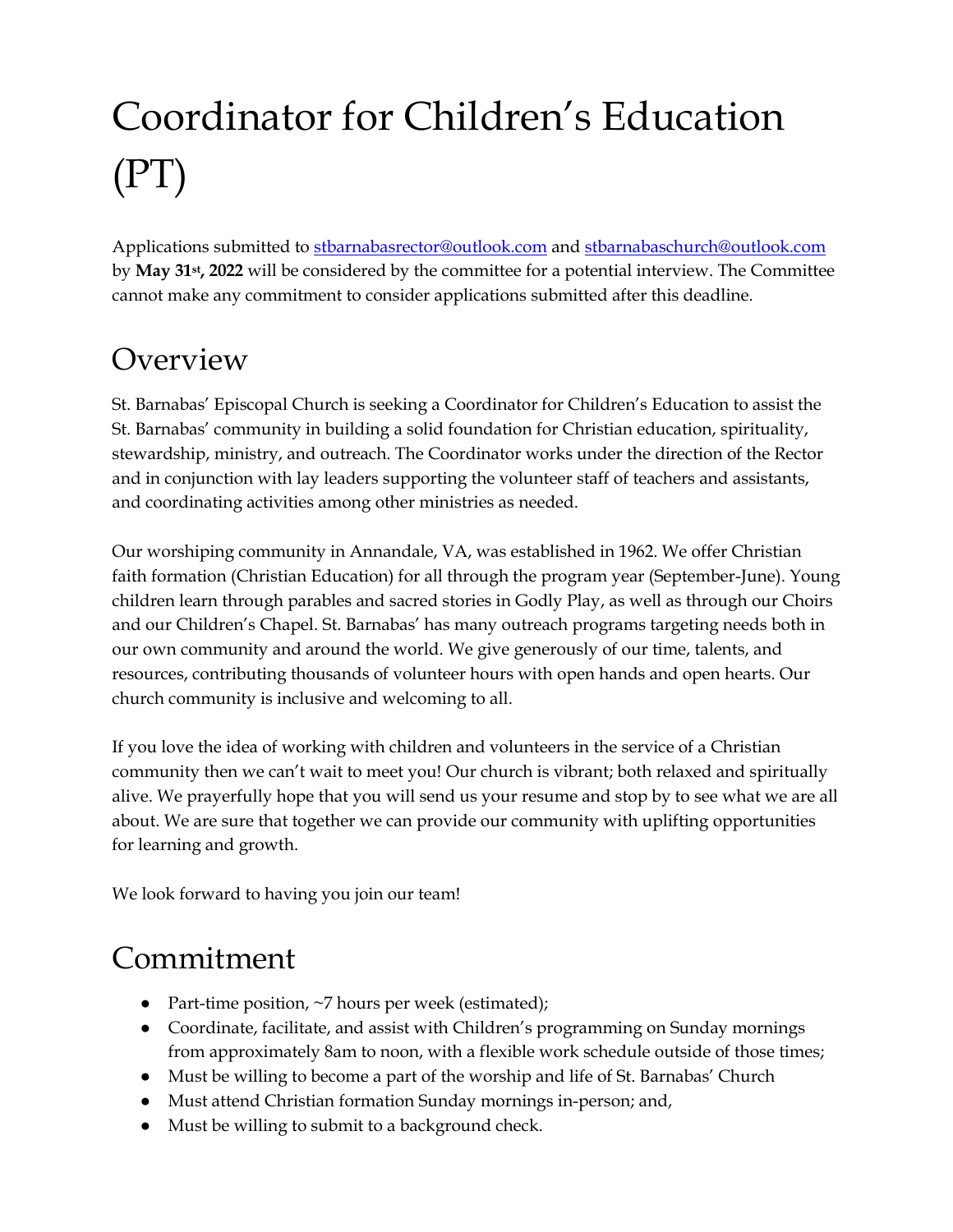# Coordinator for Children's Education (PT)

Applications submitted to [stbarnabasrector@outlook.com](mailto:stbarnabasrector@outlook.com) and [stbarnabaschurch@outlook.com](mailto:stbarnabaschurch@outlook.com) by **May 31st, 2022** will be considered by the committee for a potential interview. The Committee cannot make any commitment to consider applications submitted after this deadline.

## Overview

St. Barnabas' Episcopal Church is seeking a Coordinator for Children's Education to assist the St. Barnabas' community in building a solid foundation for Christian education, spirituality, stewardship, ministry, and outreach. The Coordinator works under the direction of the Rector and in conjunction with lay leaders supporting the volunteer staff of teachers and assistants, and coordinating activities among other ministries as needed.

Our worshiping community in Annandale, VA, was established in 1962. We offer Christian faith formation (Christian Education) for all through the program year (September-June). Young children learn through parables and sacred stories in Godly Play, as well as through our Choirs and our Children's Chapel. St. Barnabas' has many outreach programs targeting needs both in our own community and around the world. We give generously of our time, talents, and resources, contributing thousands of volunteer hours with open hands and open hearts. Our church community is inclusive and welcoming to all.

If you love the idea of working with children and volunteers in the service of a Christian community then we can't wait to meet you! Our church is vibrant; both relaxed and spiritually alive. We prayerfully hope that you will send us your resume and stop by to see what we are all about. We are sure that together we can provide our community with uplifting opportunities for learning and growth.

We look forward to having you join our team!

## Commitment

- Part-time position, ~7 hours per week (estimated);
- Coordinate, facilitate, and assist with Children's programming on Sunday mornings from approximately 8am to noon, with a flexible work schedule outside of those times;
- Must be willing to become a part of the worship and life of St. Barnabas' Church
- Must attend Christian formation Sunday mornings in-person; and,
- Must be willing to submit to a background check.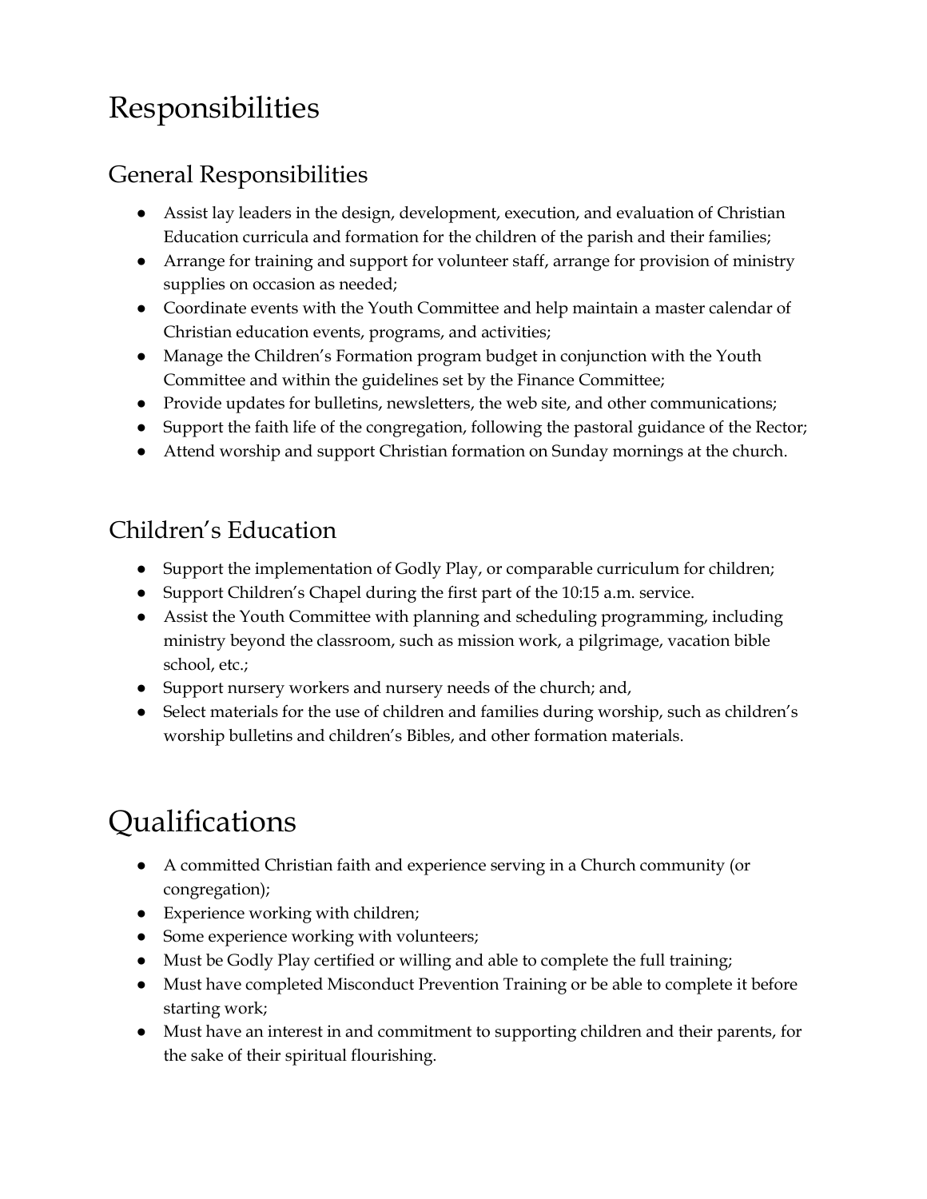# Responsibilities

## General Responsibilities

- Assist lay leaders in the design, development, execution, and evaluation of Christian Education curricula and formation for the children of the parish and their families;
- Arrange for training and support for volunteer staff, arrange for provision of ministry supplies on occasion as needed;
- Coordinate events with the Youth Committee and help maintain a master calendar of Christian education events, programs, and activities;
- Manage the Children's Formation program budget in conjunction with the Youth Committee and within the guidelines set by the Finance Committee;
- Provide updates for bulletins, newsletters, the web site, and other communications;
- Support the faith life of the congregation, following the pastoral guidance of the Rector;
- Attend worship and support Christian formation on Sunday mornings at the church.

## Children's Education

- Support the implementation of Godly Play, or comparable curriculum for children;
- Support Children's Chapel during the first part of the 10:15 a.m. service.
- Assist the Youth Committee with planning and scheduling programming, including ministry beyond the classroom, such as mission work, a pilgrimage, vacation bible school, etc.;
- Support nursery workers and nursery needs of the church; and,
- Select materials for the use of children and families during worship, such as children's worship bulletins and children's Bibles, and other formation materials.

# Qualifications

- A committed Christian faith and experience serving in a Church community (or congregation);
- Experience working with children;
- Some experience working with volunteers;
- Must be Godly Play certified or willing and able to complete the full training;
- Must have completed Misconduct Prevention Training or be able to complete it before starting work;
- Must have an interest in and commitment to supporting children and their parents, for the sake of their spiritual flourishing.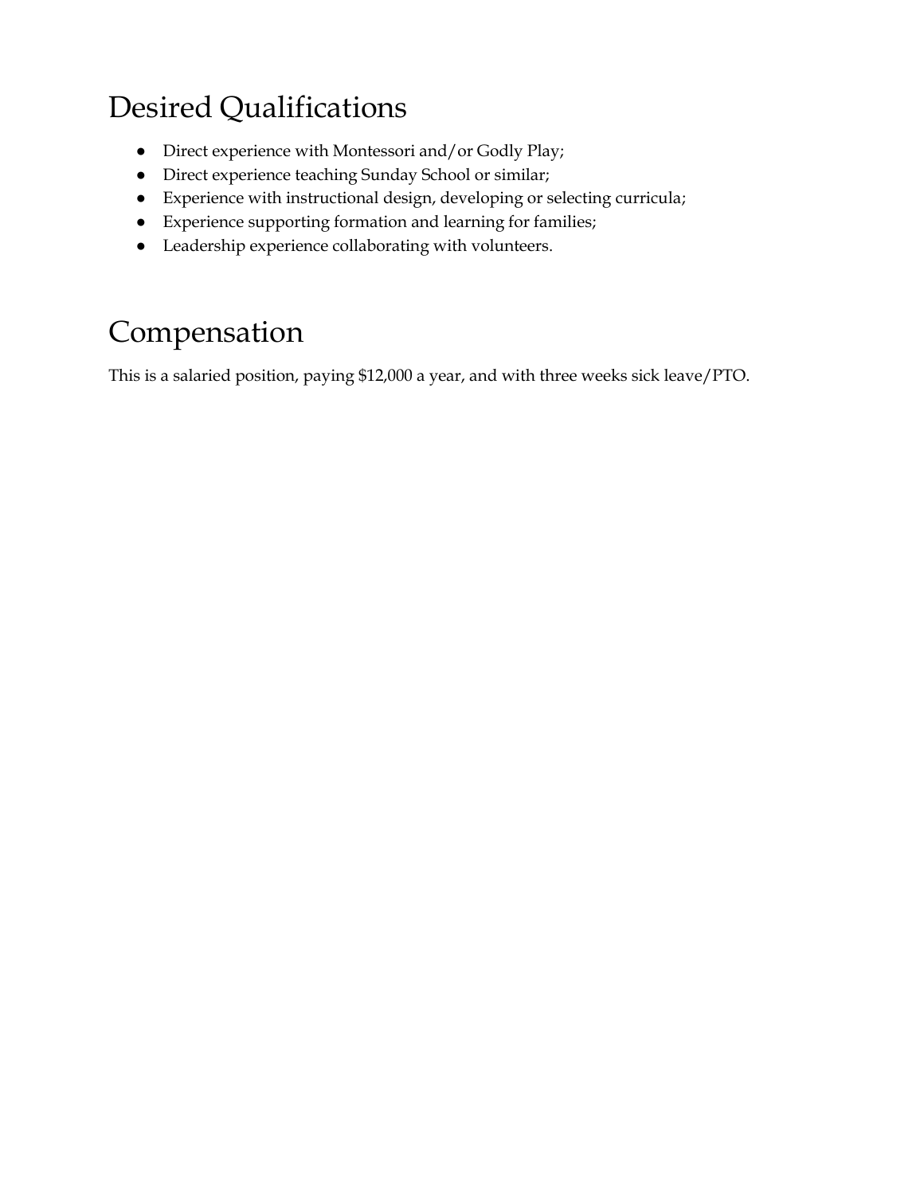## Desired Qualifications

- Direct experience with Montessori and/or Godly Play;
- Direct experience teaching Sunday School or similar;
- Experience with instructional design, developing or selecting curricula;
- Experience supporting formation and learning for families;
- Leadership experience collaborating with volunteers.

## Compensation

This is a salaried position, paying $12,000 a year, and with three weeks sick leave/PTO.